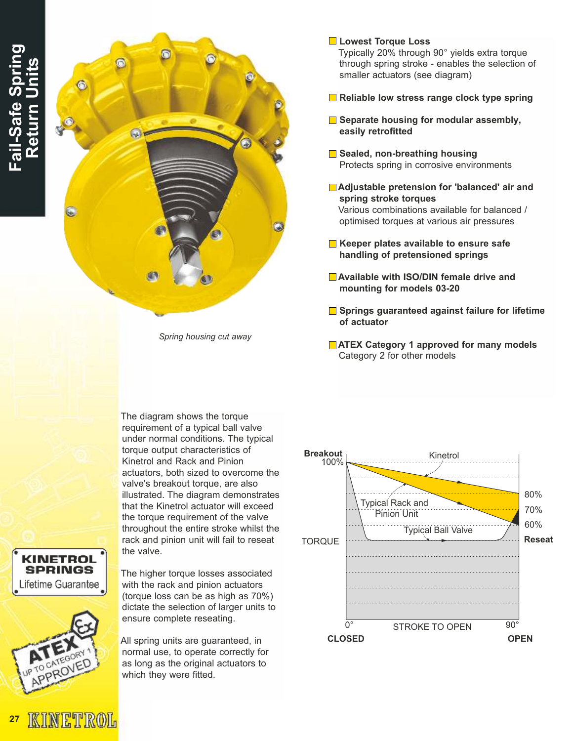# Fail-Safe Spring Return Units

*Spring housing cut away*

- **Lowest Torque Loss**
  Typically 20% through 90° yields extra torque through spring stroke - enables the selection of smaller actuators (see diagram)
- **Reliable low stress range clock type spring**
- **Separate housing for modular assembly, easily retrofitted**
- **Sealed, non-breathing housing**
  Protects spring in corrosive environments
- **Adjustable pretension for 'balanced' air and spring stroke torques**
  Various combinations available for balanced / optimised torques at various air pressures
- **Keeper plates available to ensure safe handling of pretensioned springs**
- **Available with ISO/DIN female drive and mounting for models 03-20**
- **Springs guaranteed against failure for lifetime of actuator**
- **ATEX Category 1 approved for many models**
  Category 2 for other models

The diagram shows the torque requirement of a typical ball valve under normal conditions. The typical torque output characteristics of Kinetrol and Rack and Pinion actuators, both sized to overcome the valve's breakout torque, are also illustrated. The diagram demonstrates that the Kinetrol actuator will exceed the torque requirement of the valve throughout the entire stroke whilst the rack and pinion unit will fail to reseat the valve.

The higher torque losses associated with the rack and pinion actuators (torque loss can be as high as 70%) dictate the selection of larger units to ensure complete reseating.

All spring units are guaranteed, in normal use, to operate correctly for as long as the original actuators to which they were fitted.

**KINETROL SPRINGS** Lifetime Guarantee

ATEX UP TO CATEGORY 1 APPROVED

**Breakout** 100%, Kinetrol, 80%, 70%, 60%, Typical Rack and Pinion Unit, Typical Ball Valve, TORQUE, **Reseat**, 0°, STROKE TO OPEN, 90°, **CLOSED**, **OPEN**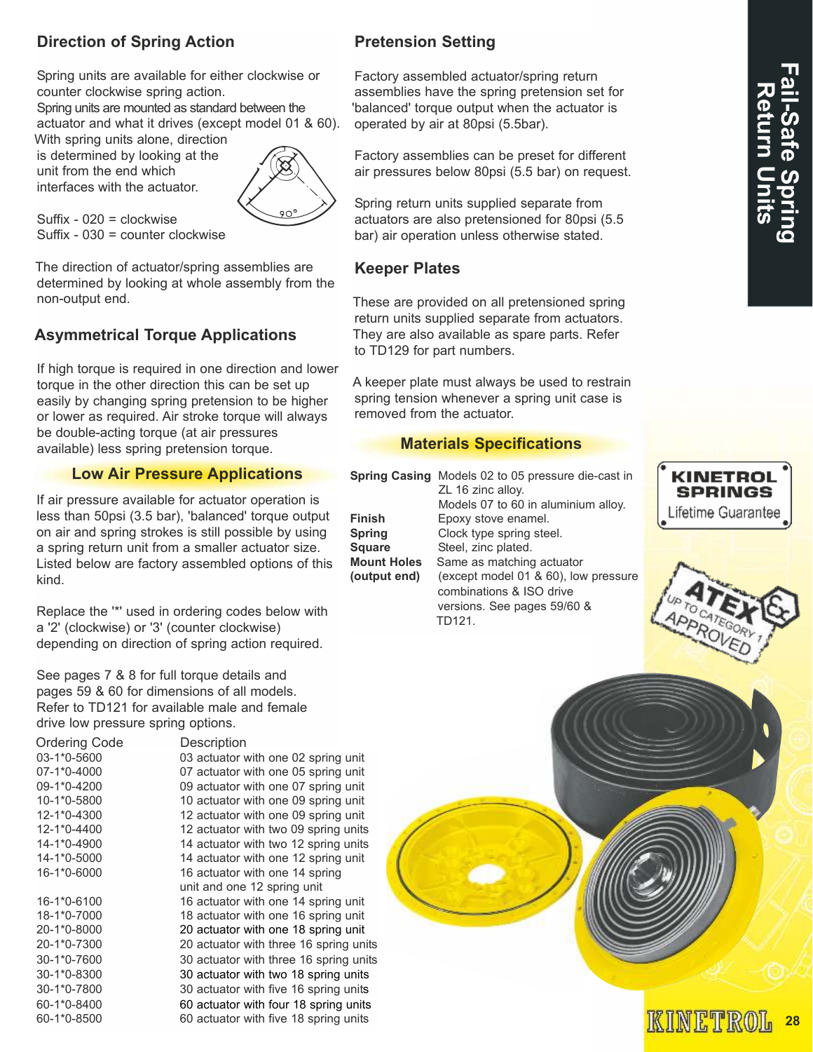## Direction of Spring Action

Spring units are available for either clockwise or counter clockwise spring action.

Spring units are mounted as standard between the actuator and what it drives (except model 01 & 60). With spring units alone, direction is determined by looking at the unit from the end which interfaces with the actuator.

90°

Suffix - 020 = clockwise
Suffix - 030 = counter clockwise

The direction of actuator/spring assemblies are determined by looking at whole assembly from the non-output end.

## Asymmetrical Torque Applications

If high torque is required in one direction and lower torque in the other direction this can be set up easily by changing spring pretension to be higher or lower as required. Air stroke torque will always be double-acting torque (at air pressures available) less spring pretension torque.

## Low Air Pressure Applications

If air pressure available for actuator operation is less than 50psi (3.5 bar), 'balanced' torque output on air and spring strokes is still possible by using a spring return unit from a smaller actuator size. Listed below are factory assembled options of this kind.

Replace the '*' used in ordering codes below with a '2' (clockwise) or '3' (counter clockwise) depending on direction of spring action required.

See pages 7 & 8 for full torque details and pages 59 & 60 for dimensions of all models. Refer to TD121 for available male and female drive low pressure spring options.

| Ordering Code | Description |
|---|---|
| 03-1*0-5600 | 03 actuator with one 02 spring unit |
| 07-1*0-4000 | 07 actuator with one 05 spring unit |
| 09-1*0-4200 | 09 actuator with one 07 spring unit |
| 10-1*0-5800 | 10 actuator with one 09 spring unit |
| 12-1*0-4300 | 12 actuator with one 09 spring unit |
| 12-1*0-4400 | 12 actuator with two 09 spring units |
| 14-1*0-4900 | 14 actuator with two 12 spring units |
| 14-1*0-5000 | 14 actuator with one 12 spring unit |
| 16-1*0-6000 | 16 actuator with one 14 spring unit and one 12 spring unit |
| 16-1*0-6100 | 16 actuator with one 14 spring unit |
| 18-1*0-7000 | 18 actuator with one 16 spring unit |
| 20-1*0-8000 | 20 actuator with one 18 spring unit |
| 20-1*0-7300 | 20 actuator with three 16 spring units |
| 30-1*0-7600 | 30 actuator with three 16 spring units |
| 30-1*0-8300 | 30 actuator with two 18 spring units |
| 30-1*0-7800 | 30 actuator with five 16 spring units |
| 60-1*0-8400 | 60 actuator with four 18 spring units |
| 60-1*0-8500 | 60 actuator with five 18 spring units |

## Pretension Setting

Factory assembled actuator/spring return assemblies have the spring pretension set for 'balanced' torque output when the actuator is operated by air at 80psi (5.5bar).

Factory assemblies can be preset for different air pressures below 80psi (5.5 bar) on request.

Spring return units supplied separate from actuators are also pretensioned for 80psi (5.5 bar) air operation unless otherwise stated.

## Keeper Plates

These are provided on all pretensioned spring return units supplied separate from actuators. They are also available as spare parts. Refer to TD129 for part numbers.

A keeper plate must always be used to restrain spring tension whenever a spring unit case is removed from the actuator.

## Materials Specifications

| | |
|---|---|
| **Spring Casing** | Models 02 to 05 pressure die-cast in ZL 16 zinc alloy. Models 07 to 60 in aluminium alloy. |
| **Finish** | Epoxy stove enamel. |
| **Spring** | Clock type spring steel. |
| **Square** | Steel, zinc plated. |
| **Mount Holes (output end)** | Same as matching actuator (except model 01 & 60), low pressure combinations & ISO drive versions. See pages 59/60 & TD121. |

KINETROL SPRINGS Lifetime Guarantee

ATEX UP TO CATEGORY 1 APPROVED